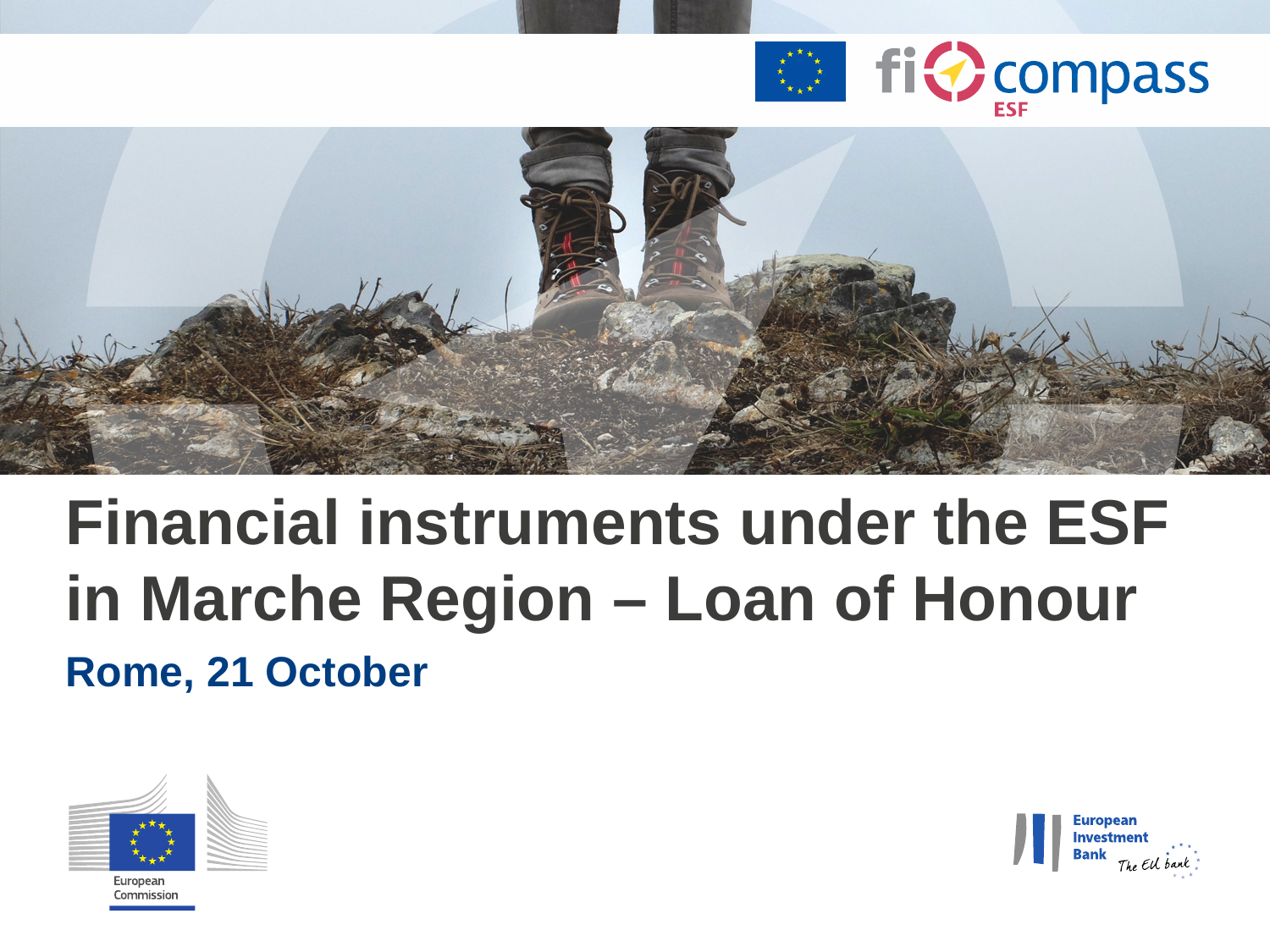fi-compass ESF

# Financial instruments under the ESF in Marche Region – Loan of Honour

**Rome, 21 October**

European Commission

European Investment Bank The EU bank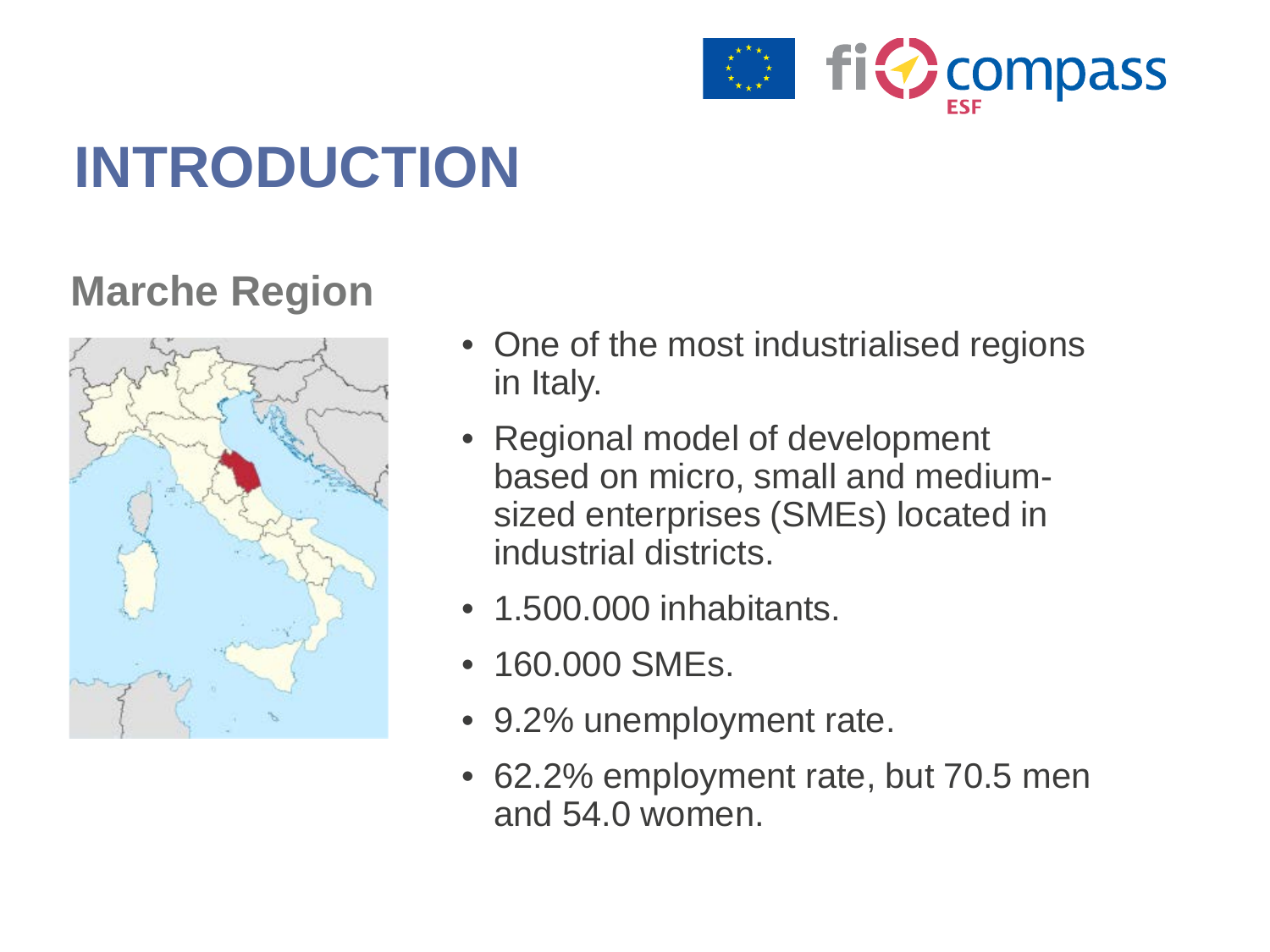# INTRODUCTION

## Marche Region

- One of the most industrialised regions in Italy.
- Regional model of development based on micro, small and medium-sized enterprises (SMEs) located in industrial districts.
- 1.500.000 inhabitants.
- 160.000 SMEs.
- 9.2% unemployment rate.
- 62.2% employment rate, but 70.5 men and 54.0 women.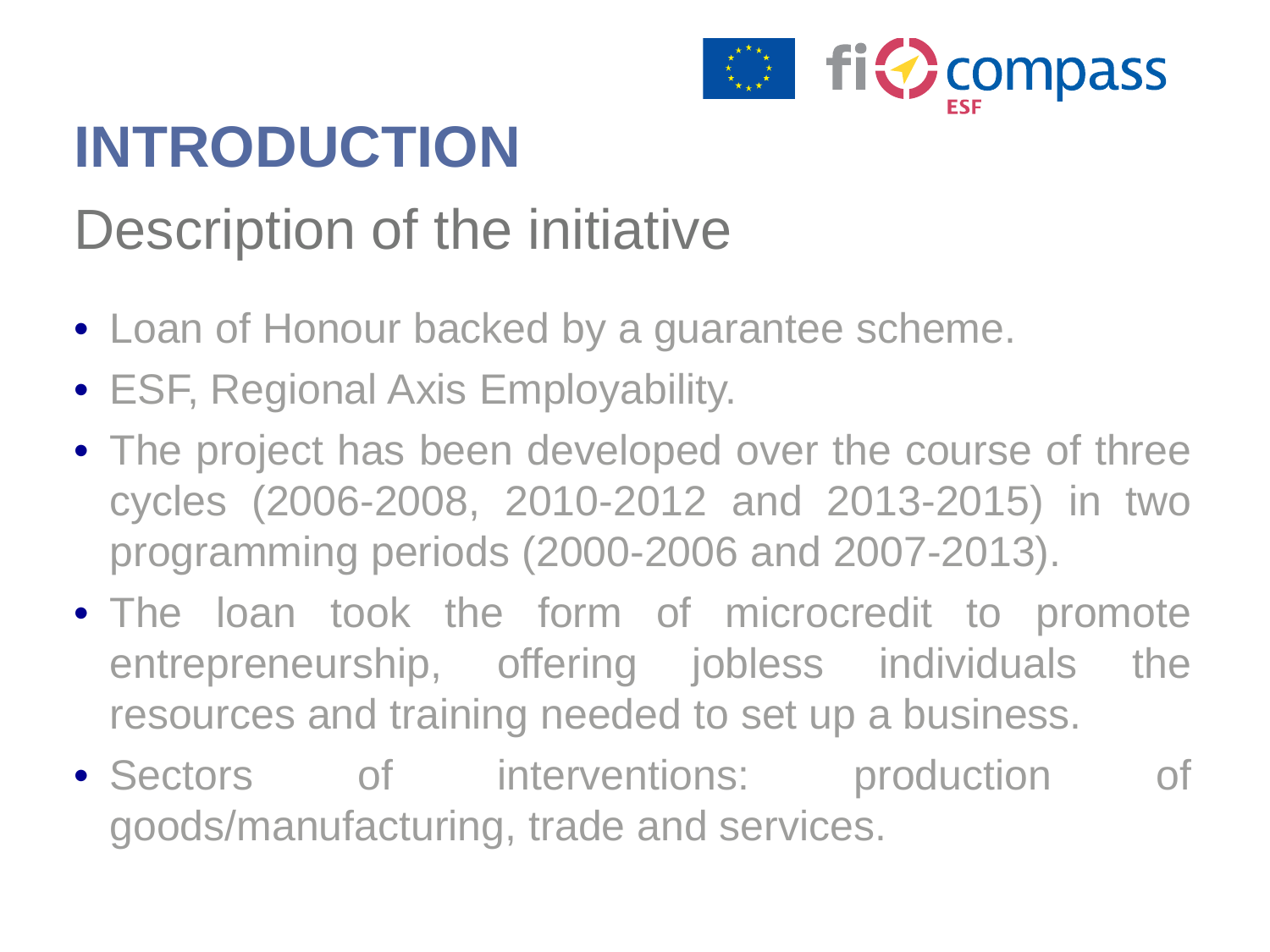# INTRODUCTION

## Description of the initiative

- Loan of Honour backed by a guarantee scheme.
- ESF, Regional Axis Employability.
- The project has been developed over the course of three cycles (2006-2008, 2010-2012 and 2013-2015) in two programming periods (2000-2006 and 2007-2013).
- The loan took the form of microcredit to promote entrepreneurship, offering jobless individuals the resources and training needed to set up a business.
- Sectors of interventions: production of goods/manufacturing, trade and services.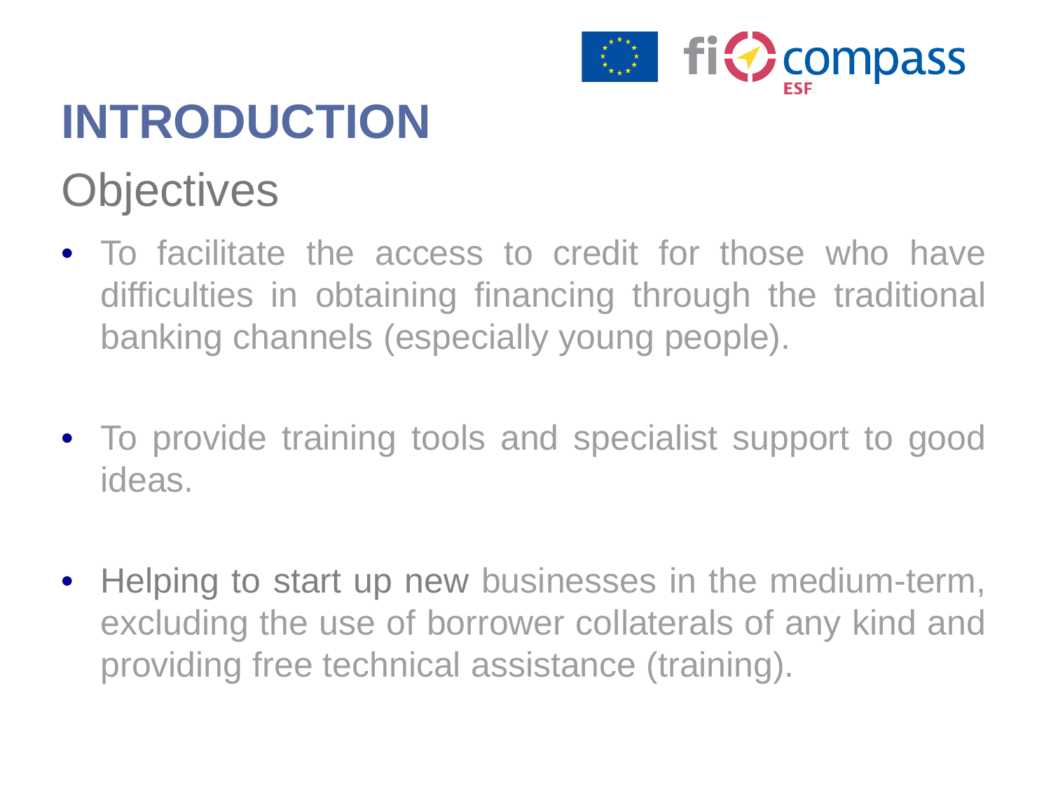# INTRODUCTION

## Objectives

- To facilitate the access to credit for those who have difficulties in obtaining financing through the traditional banking channels (especially young people).
- To provide training tools and specialist support to good ideas.
- Helping to start up new businesses in the medium-term, excluding the use of borrower collaterals of any kind and providing free technical assistance (training).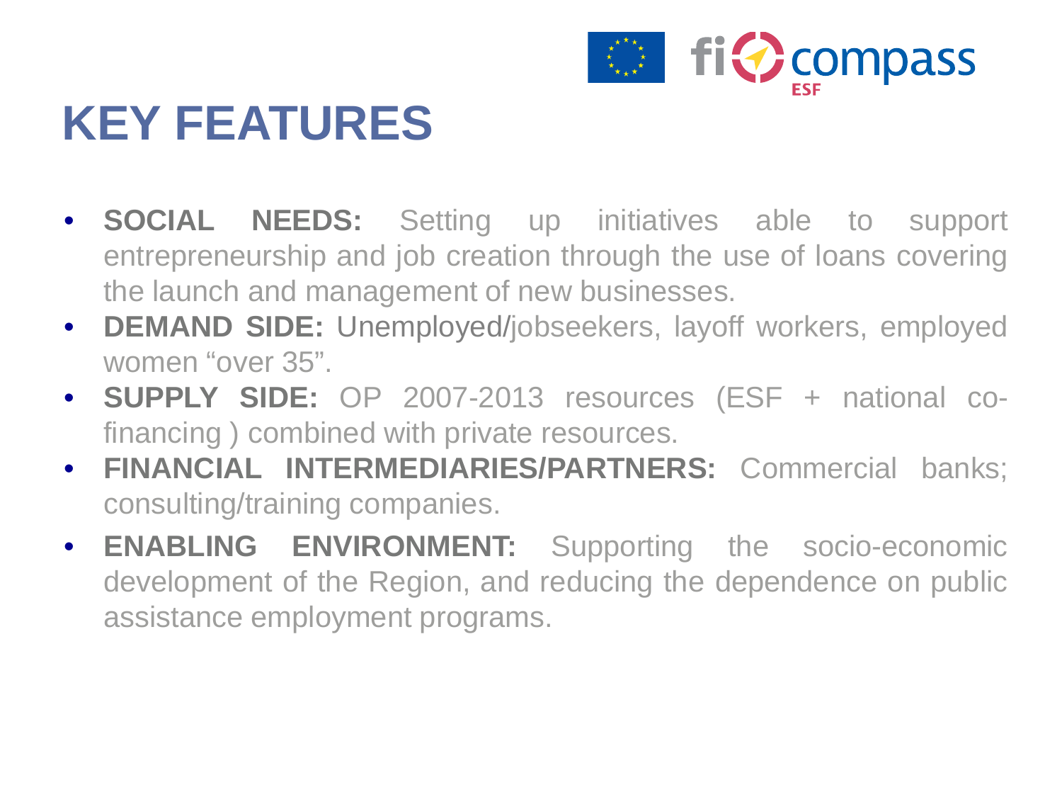# KEY FEATURES

- **SOCIAL NEEDS:** Setting up initiatives able to support entrepreneurship and job creation through the use of loans covering the launch and management of new businesses.
- **DEMAND SIDE:** Unemployed/jobseekers, layoff workers, employed women "over 35".
- **SUPPLY SIDE:** OP 2007-2013 resources (ESF + national co-financing ) combined with private resources.
- **FINANCIAL INTERMEDIARIES/PARTNERS:** Commercial banks; consulting/training companies.
- **ENABLING ENVIRONMENT:** Supporting the socio-economic development of the Region, and reducing the dependence on public assistance employment programs.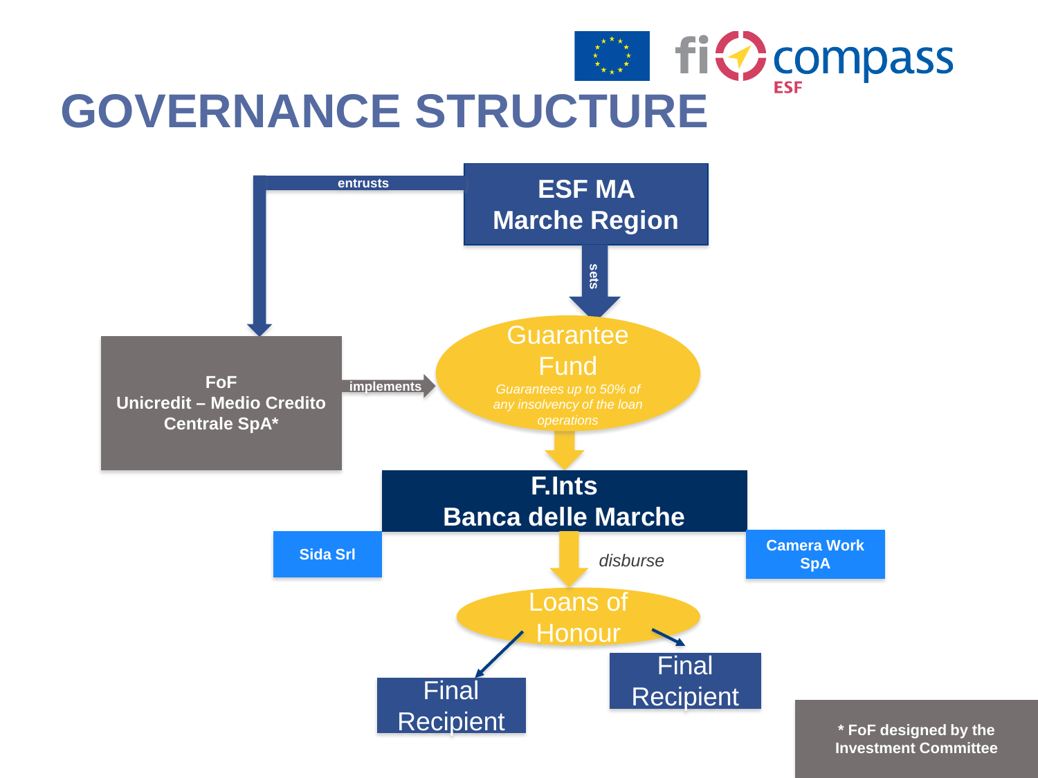# GOVERNANCE STRUCTURE

**ESF MA**
**Marche Region**

entrusts

sets

**FoF**
**Unicredit – Medio Credito Centrale SpA***

implements

Guarantee Fund

*Guarantees up to 50% of any insolvency of the loan operations*

**F.Ints**
**Banca delle Marche**

**Sida Srl**

**Camera Work SpA**

*disburse*

Loans of Honour

Final Recipient

Final Recipient

**\* FoF designed by the Investment Committee**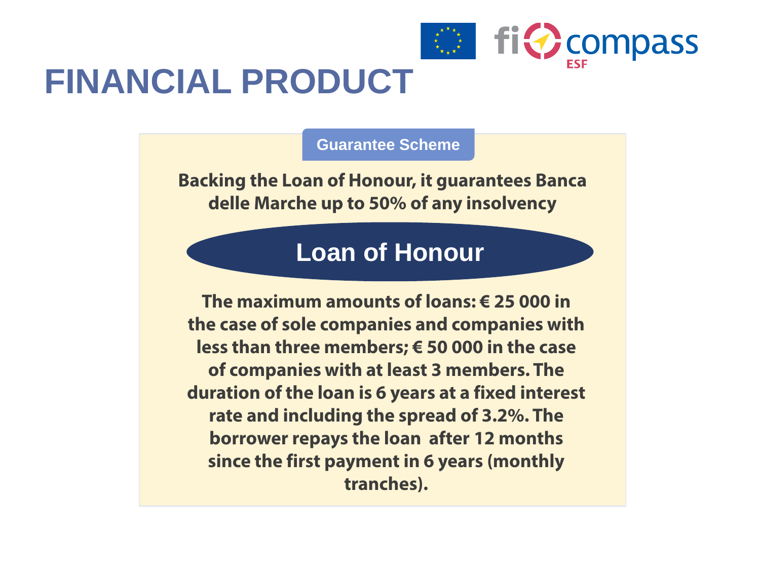# FINANCIAL PRODUCT

## Guarantee Scheme

**Backing the Loan of Honour, it guarantees Banca delle Marche up to 50% of any insolvency**

## Loan of Honour

**The maximum amounts of loans: € 25 000 in the case of sole companies and companies with less than three members; € 50 000 in the case of companies with at least 3 members. The duration of the loan is 6 years at a fixed interest rate and including the spread of 3.2%. The borrower repays the loan after 12 months since the first payment in 6 years (monthly tranches).**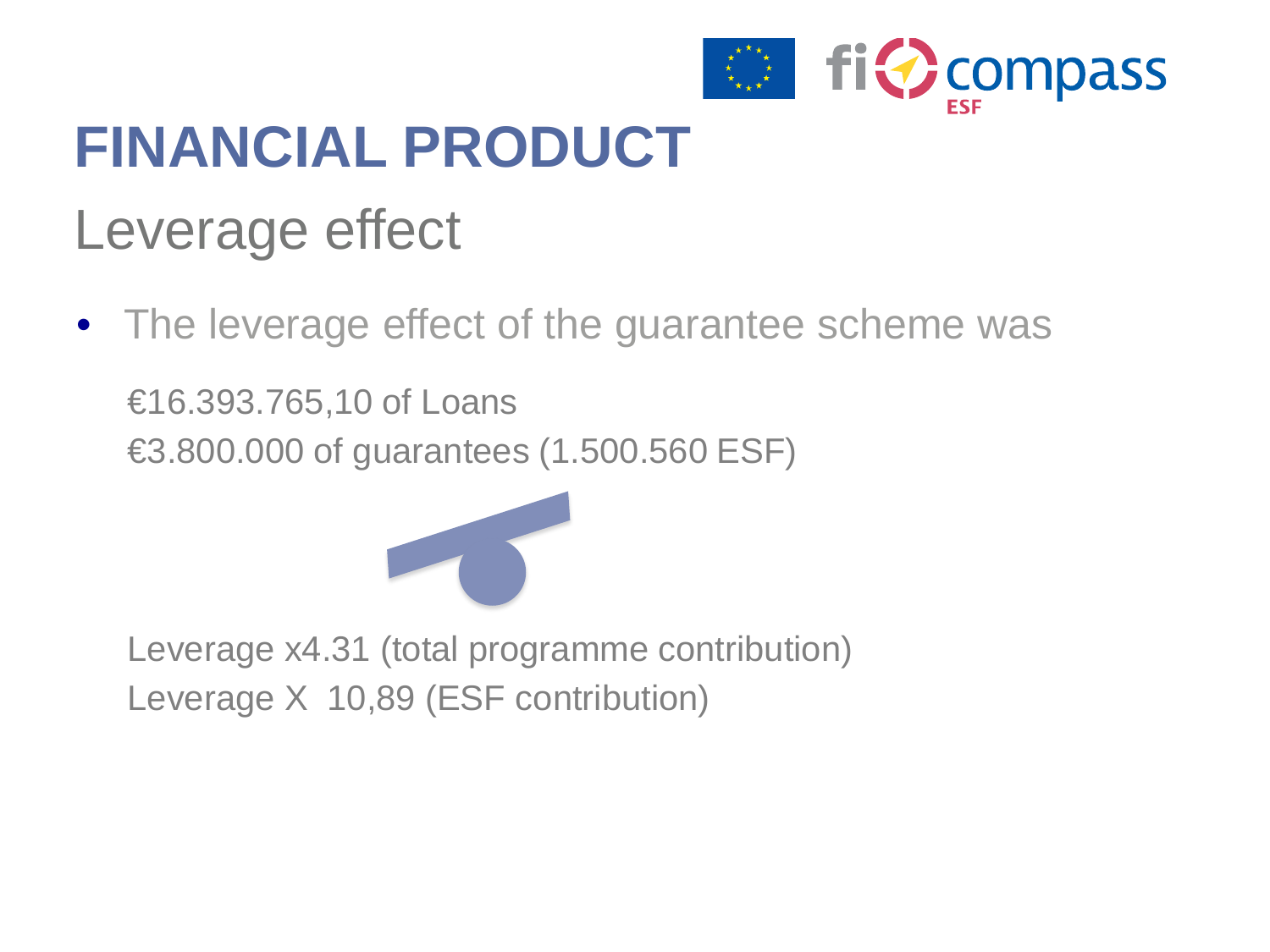# FINANCIAL PRODUCT

## Leverage effect

- The leverage effect of the guarantee scheme was

  €16.393.765,10 of Loans

  €3.800.000 of guarantees (1.500.560 ESF)

  Leverage x4.31 (total programme contribution)

  Leverage X 10,89 (ESF contribution)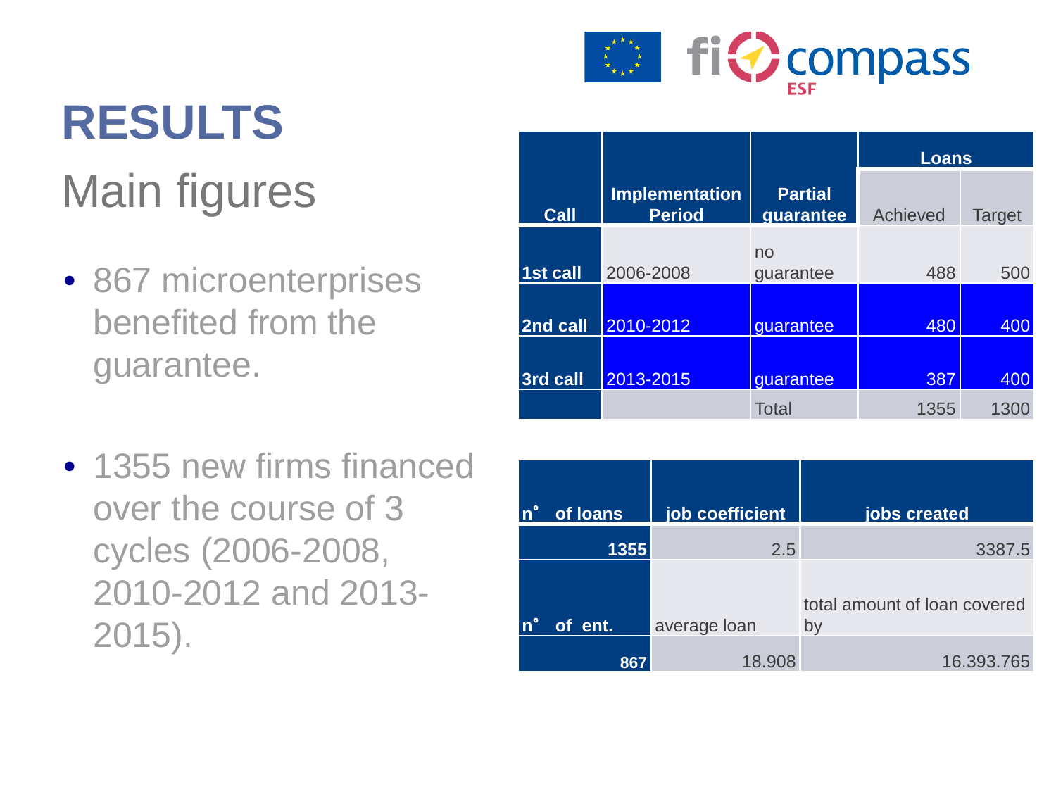# RESULTS

## Main figures

- 867 microenterprises benefited from the guarantee.
- 1355 new firms financed over the course of 3 cycles (2006-2008, 2010-2012 and 2013-2015).

| Call | Implementation Period | Partial guarantee | Loans | |
|---|---|---|---|---|
| | | | Achieved | Target |
| 1st call | 2006-2008 | no guarantee | 488 | 500 |
| 2nd call | 2010-2012 | guarantee | 480 | 400 |
| 3rd call | 2013-2015 | guarantee | 387 | 400 |
| | | Total | 1355 | 1300 |

| n° of loans | job coefficient | jobs created |
|---|---|---|
| 1355 | 2.5 | 3387.5 |
| n° of ent. | average loan | total amount of loan covered by |
| 867 | 18.908 | 16.393.765 |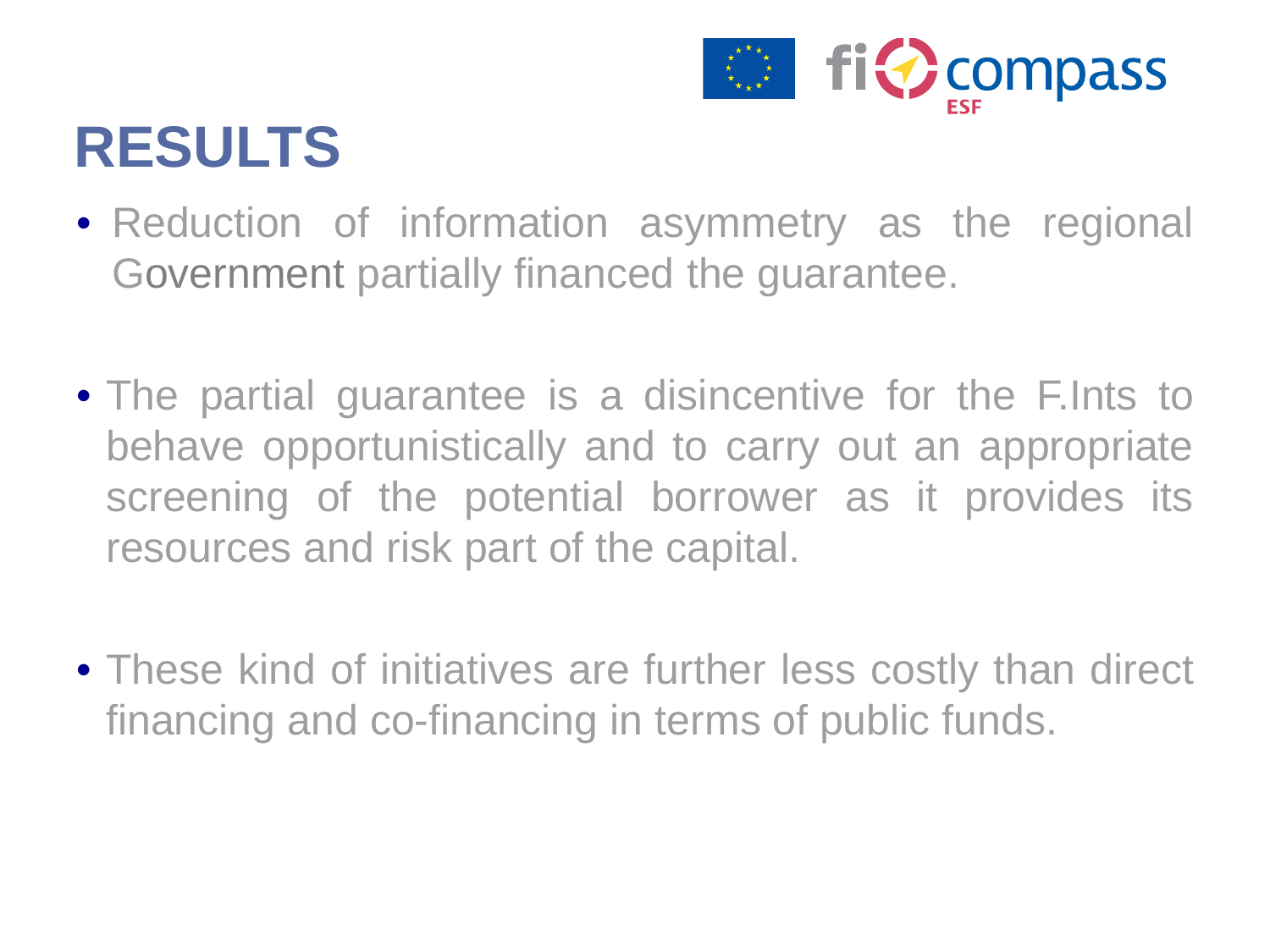# RESULTS

- Reduction of information asymmetry as the regional Government partially financed the guarantee.

- The partial guarantee is a disincentive for the F.Ints to behave opportunistically and to carry out an appropriate screening of the potential borrower as it provides its resources and risk part of the capital.

- These kind of initiatives are further less costly than direct financing and co-financing in terms of public funds.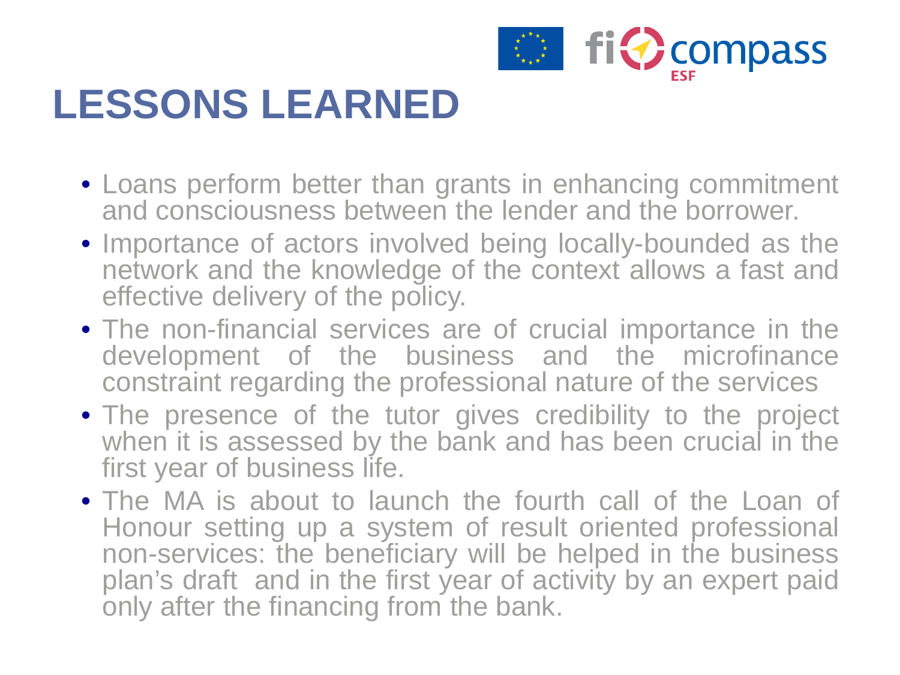# LESSONS LEARNED

- Loans perform better than grants in enhancing commitment and consciousness between the lender and the borrower.
- Importance of actors involved being locally-bounded as the network and the knowledge of the context allows a fast and effective delivery of the policy.
- The non-financial services are of crucial importance in the development of the business and the microfinance constraint regarding the professional nature of the services
- The presence of the tutor gives credibility to the project when it is assessed by the bank and has been crucial in the first year of business life.
- The MA is about to launch the fourth call of the Loan of Honour setting up a system of result oriented professional non-services: the beneficiary will be helped in the business plan's draft and in the first year of activity by an expert paid only after the financing from the bank.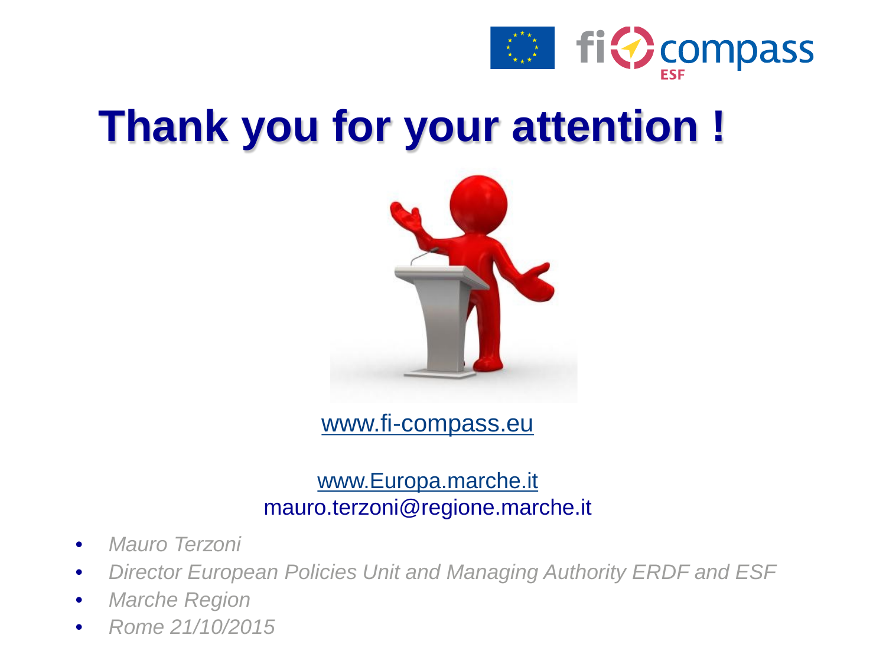# Thank you for your attention !

www.fi-compass.eu

www.Europa.marche.it
mauro.terzoni@regione.marche.it

- *Mauro Terzoni*
- *Director European Policies Unit and Managing Authority ERDF and ESF*
- *Marche Region*
- *Rome 21/10/2015*